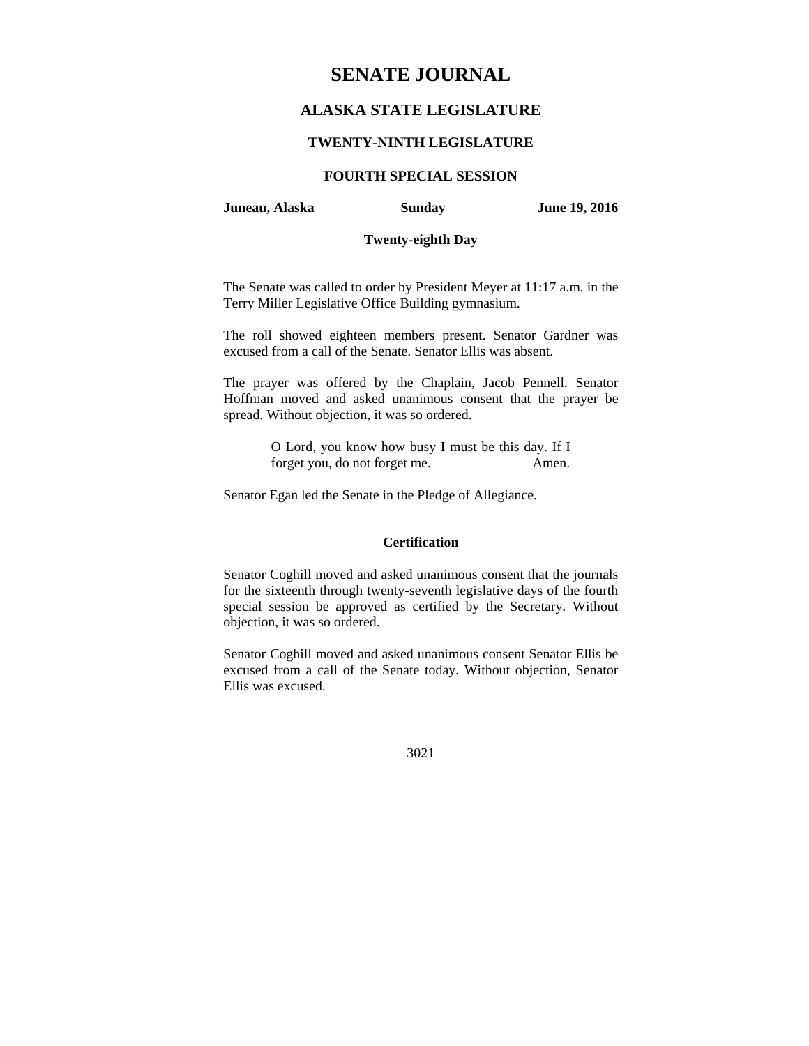# SENATE JOURNAL

## ALASKA STATE LEGISLATURE

### TWENTY-NINTH LEGISLATURE

### FOURTH SPECIAL SESSION

**Juneau, Alaska** **Sunday** **June 19, 2016**

**Twenty-eighth Day**

The Senate was called to order by President Meyer at 11:17 a.m. in the Terry Miller Legislative Office Building gymnasium.

The roll showed eighteen members present. Senator Gardner was excused from a call of the Senate. Senator Ellis was absent.

The prayer was offered by the Chaplain, Jacob Pennell. Senator Hoffman moved and asked unanimous consent that the prayer be spread. Without objection, it was so ordered.

> O Lord, you know how busy I must be this day. If I forget you, do not forget me. Amen.

Senator Egan led the Senate in the Pledge of Allegiance.

**Certification**

Senator Coghill moved and asked unanimous consent that the journals for the sixteenth through twenty-seventh legislative days of the fourth special session be approved as certified by the Secretary. Without objection, it was so ordered.

Senator Coghill moved and asked unanimous consent Senator Ellis be excused from a call of the Senate today. Without objection, Senator Ellis was excused.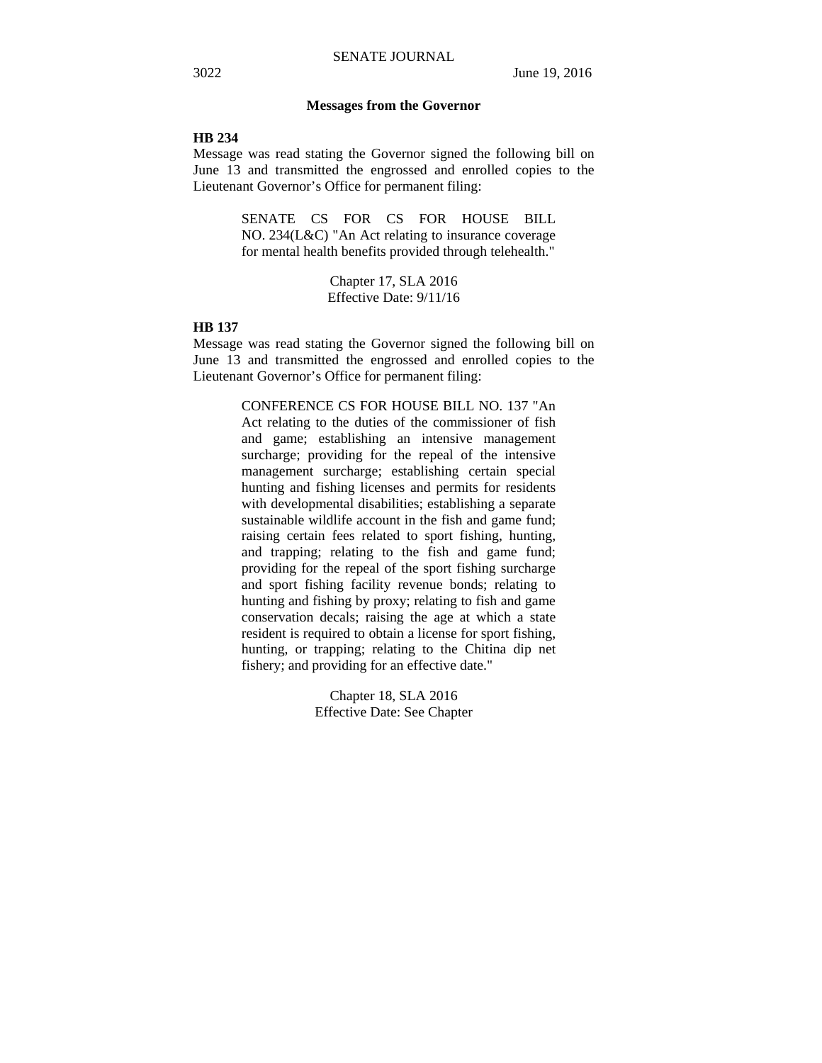## Messages from the Governor

**HB 234**

Message was read stating the Governor signed the following bill on June 13 and transmitted the engrossed and enrolled copies to the Lieutenant Governor's Office for permanent filing:

> SENATE CS FOR CS FOR HOUSE BILL NO. 234(L&C) "An Act relating to insurance coverage for mental health benefits provided through telehealth."
>
> Chapter 17, SLA 2016
> Effective Date: 9/11/16

**HB 137**

Message was read stating the Governor signed the following bill on June 13 and transmitted the engrossed and enrolled copies to the Lieutenant Governor's Office for permanent filing:

> CONFERENCE CS FOR HOUSE BILL NO. 137 "An Act relating to the duties of the commissioner of fish and game; establishing an intensive management surcharge; providing for the repeal of the intensive management surcharge; establishing certain special hunting and fishing licenses and permits for residents with developmental disabilities; establishing a separate sustainable wildlife account in the fish and game fund; raising certain fees related to sport fishing, hunting, and trapping; relating to the fish and game fund; providing for the repeal of the sport fishing surcharge and sport fishing facility revenue bonds; relating to hunting and fishing by proxy; relating to fish and game conservation decals; raising the age at which a state resident is required to obtain a license for sport fishing, hunting, or trapping; relating to the Chitina dip net fishery; and providing for an effective date."
>
> Chapter 18, SLA 2016
> Effective Date: See Chapter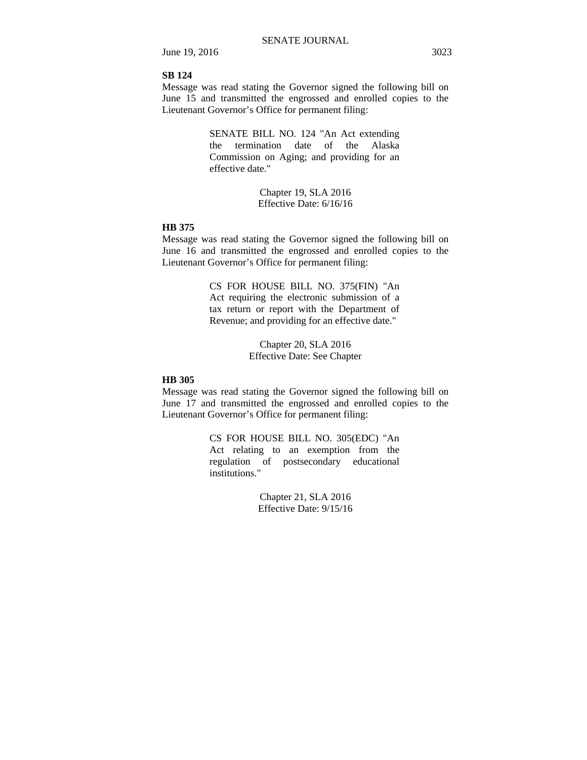**SB 124**

Message was read stating the Governor signed the following bill on June 15 and transmitted the engrossed and enrolled copies to the Lieutenant Governor's Office for permanent filing:

> SENATE BILL NO. 124 "An Act extending the termination date of the Alaska Commission on Aging; and providing for an effective date."
>
> Chapter 19, SLA 2016
> Effective Date: 6/16/16

**HB 375**

Message was read stating the Governor signed the following bill on June 16 and transmitted the engrossed and enrolled copies to the Lieutenant Governor's Office for permanent filing:

> CS FOR HOUSE BILL NO. 375(FIN) "An Act requiring the electronic submission of a tax return or report with the Department of Revenue; and providing for an effective date."
>
> Chapter 20, SLA 2016
> Effective Date: See Chapter

**HB 305**

Message was read stating the Governor signed the following bill on June 17 and transmitted the engrossed and enrolled copies to the Lieutenant Governor's Office for permanent filing:

> CS FOR HOUSE BILL NO. 305(EDC) "An Act relating to an exemption from the regulation of postsecondary educational institutions."
>
> Chapter 21, SLA 2016
> Effective Date: 9/15/16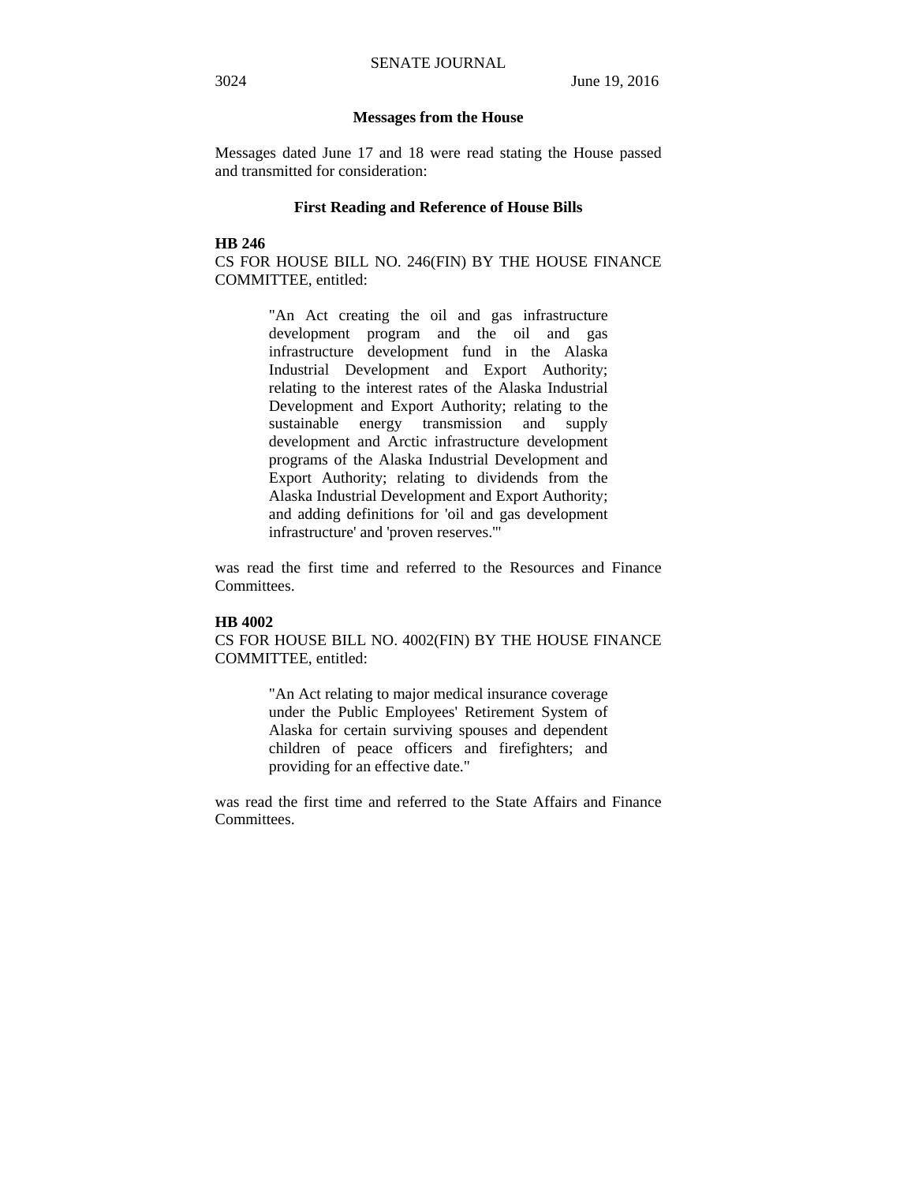## Messages from the House

Messages dated June 17 and 18 were read stating the House passed and transmitted for consideration:

### First Reading and Reference of House Bills

**HB 246**

CS FOR HOUSE BILL NO. 246(FIN) BY THE HOUSE FINANCE COMMITTEE, entitled:

> "An Act creating the oil and gas infrastructure development program and the oil and gas infrastructure development fund in the Alaska Industrial Development and Export Authority; relating to the interest rates of the Alaska Industrial Development and Export Authority; relating to the sustainable energy transmission and supply development and Arctic infrastructure development programs of the Alaska Industrial Development and Export Authority; relating to dividends from the Alaska Industrial Development and Export Authority; and adding definitions for 'oil and gas development infrastructure' and 'proven reserves.'"

was read the first time and referred to the Resources and Finance Committees.

**HB 4002**

CS FOR HOUSE BILL NO. 4002(FIN) BY THE HOUSE FINANCE COMMITTEE, entitled:

> "An Act relating to major medical insurance coverage under the Public Employees' Retirement System of Alaska for certain surviving spouses and dependent children of peace officers and firefighters; and providing for an effective date."

was read the first time and referred to the State Affairs and Finance Committees.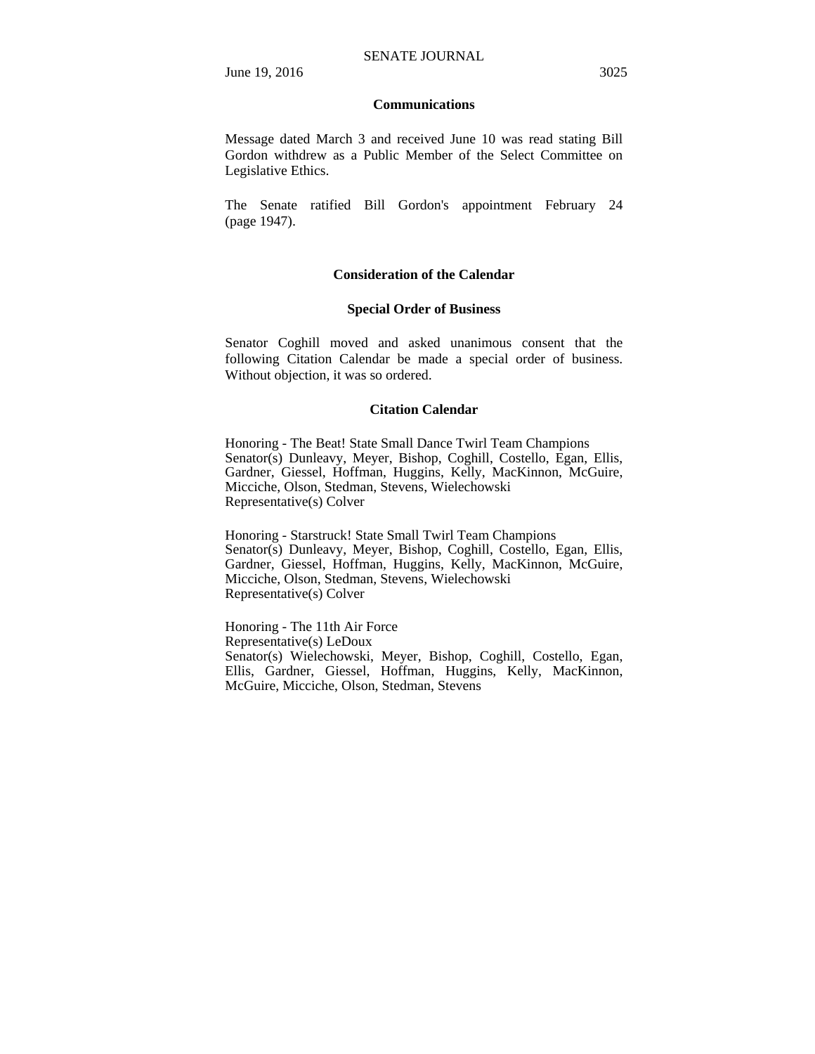## Communications

Message dated March 3 and received June 10 was read stating Bill Gordon withdrew as a Public Member of the Select Committee on Legislative Ethics.

The Senate ratified Bill Gordon's appointment February 24 (page 1947).

## Consideration of the Calendar

### Special Order of Business

Senator Coghill moved and asked unanimous consent that the following Citation Calendar be made a special order of business. Without objection, it was so ordered.

### Citation Calendar

Honoring - The Beat! State Small Dance Twirl Team Champions
Senator(s) Dunleavy, Meyer, Bishop, Coghill, Costello, Egan, Ellis, Gardner, Giessel, Hoffman, Huggins, Kelly, MacKinnon, McGuire, Micciche, Olson, Stedman, Stevens, Wielechowski
Representative(s) Colver

Honoring - Starstruck! State Small Twirl Team Champions
Senator(s) Dunleavy, Meyer, Bishop, Coghill, Costello, Egan, Ellis, Gardner, Giessel, Hoffman, Huggins, Kelly, MacKinnon, McGuire, Micciche, Olson, Stedman, Stevens, Wielechowski
Representative(s) Colver

Honoring - The 11th Air Force
Representative(s) LeDoux
Senator(s) Wielechowski, Meyer, Bishop, Coghill, Costello, Egan, Ellis, Gardner, Giessel, Hoffman, Huggins, Kelly, MacKinnon, McGuire, Micciche, Olson, Stedman, Stevens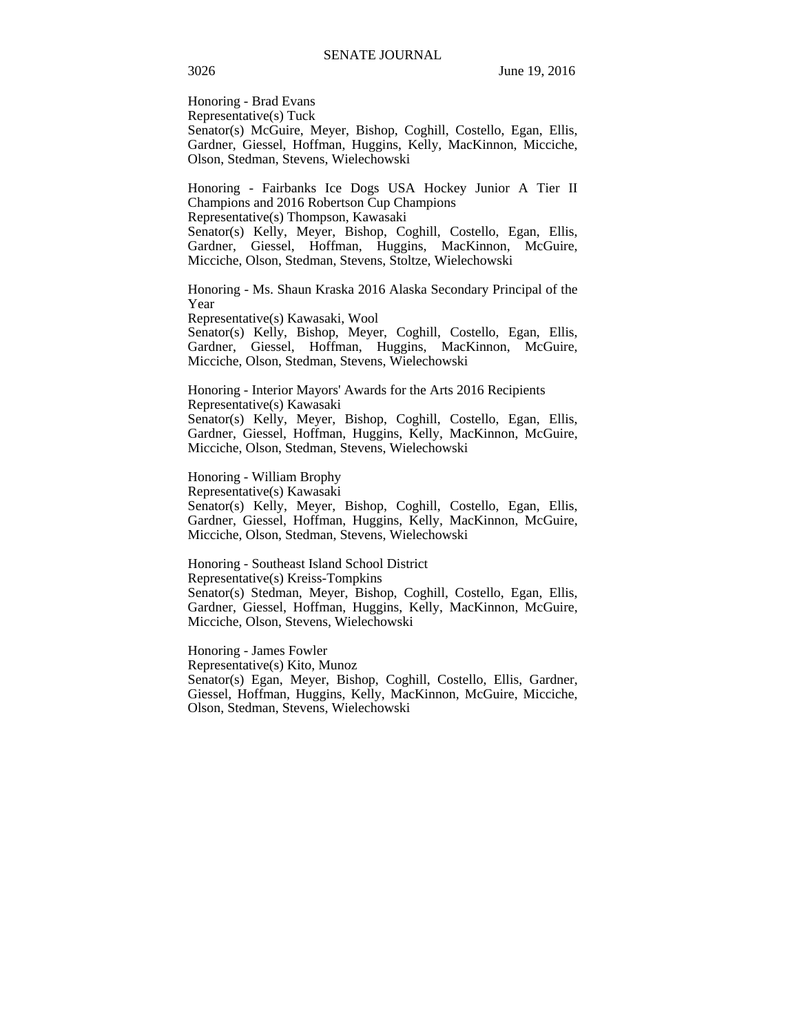Honoring - Brad Evans
Representative(s) Tuck
Senator(s) McGuire, Meyer, Bishop, Coghill, Costello, Egan, Ellis, Gardner, Giessel, Hoffman, Huggins, Kelly, MacKinnon, Micciche, Olson, Stedman, Stevens, Wielechowski

Honoring - Fairbanks Ice Dogs USA Hockey Junior A Tier II Champions and 2016 Robertson Cup Champions
Representative(s) Thompson, Kawasaki
Senator(s) Kelly, Meyer, Bishop, Coghill, Costello, Egan, Ellis, Gardner, Giessel, Hoffman, Huggins, MacKinnon, McGuire, Micciche, Olson, Stedman, Stevens, Stoltze, Wielechowski

Honoring - Ms. Shaun Kraska 2016 Alaska Secondary Principal of the Year
Representative(s) Kawasaki, Wool
Senator(s) Kelly, Bishop, Meyer, Coghill, Costello, Egan, Ellis, Gardner, Giessel, Hoffman, Huggins, MacKinnon, McGuire, Micciche, Olson, Stedman, Stevens, Wielechowski

Honoring - Interior Mayors' Awards for the Arts 2016 Recipients
Representative(s) Kawasaki
Senator(s) Kelly, Meyer, Bishop, Coghill, Costello, Egan, Ellis, Gardner, Giessel, Hoffman, Huggins, Kelly, MacKinnon, McGuire, Micciche, Olson, Stedman, Stevens, Wielechowski

Honoring - William Brophy
Representative(s) Kawasaki
Senator(s) Kelly, Meyer, Bishop, Coghill, Costello, Egan, Ellis, Gardner, Giessel, Hoffman, Huggins, Kelly, MacKinnon, McGuire, Micciche, Olson, Stedman, Stevens, Wielechowski

Honoring - Southeast Island School District
Representative(s) Kreiss-Tompkins
Senator(s) Stedman, Meyer, Bishop, Coghill, Costello, Egan, Ellis, Gardner, Giessel, Hoffman, Huggins, Kelly, MacKinnon, McGuire, Micciche, Olson, Stevens, Wielechowski

Honoring - James Fowler
Representative(s) Kito, Munoz
Senator(s) Egan, Meyer, Bishop, Coghill, Costello, Ellis, Gardner, Giessel, Hoffman, Huggins, Kelly, MacKinnon, McGuire, Micciche, Olson, Stedman, Stevens, Wielechowski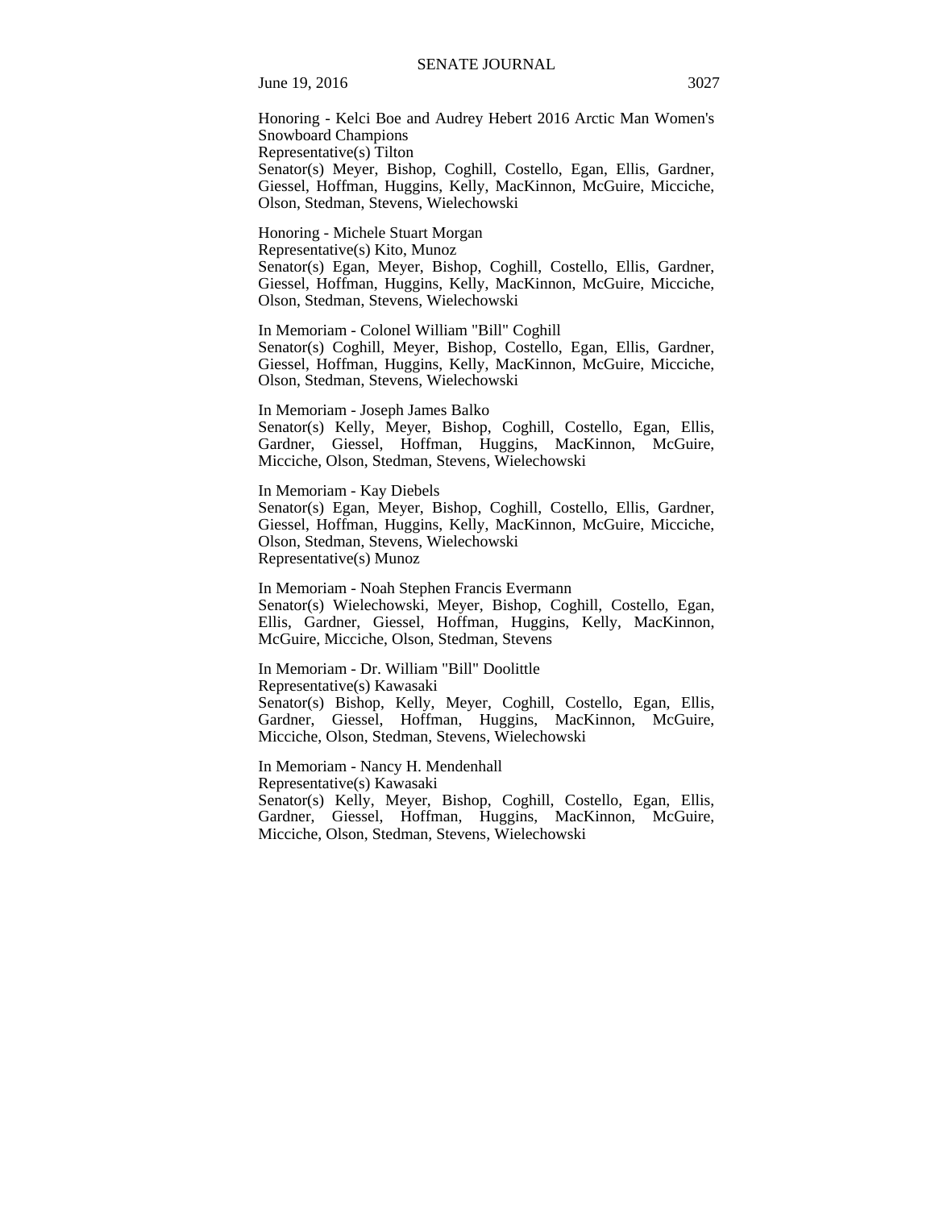Honoring - Kelci Boe and Audrey Hebert 2016 Arctic Man Women's Snowboard Champions
Representative(s) Tilton
Senator(s) Meyer, Bishop, Coghill, Costello, Egan, Ellis, Gardner, Giessel, Hoffman, Huggins, Kelly, MacKinnon, McGuire, Micciche, Olson, Stedman, Stevens, Wielechowski

Honoring - Michele Stuart Morgan
Representative(s) Kito, Munoz
Senator(s) Egan, Meyer, Bishop, Coghill, Costello, Ellis, Gardner, Giessel, Hoffman, Huggins, Kelly, MacKinnon, McGuire, Micciche, Olson, Stedman, Stevens, Wielechowski

In Memoriam - Colonel William "Bill" Coghill
Senator(s) Coghill, Meyer, Bishop, Costello, Egan, Ellis, Gardner, Giessel, Hoffman, Huggins, Kelly, MacKinnon, McGuire, Micciche, Olson, Stedman, Stevens, Wielechowski

In Memoriam - Joseph James Balko
Senator(s) Kelly, Meyer, Bishop, Coghill, Costello, Egan, Ellis, Gardner, Giessel, Hoffman, Huggins, MacKinnon, McGuire, Micciche, Olson, Stedman, Stevens, Wielechowski

In Memoriam - Kay Diebels
Senator(s) Egan, Meyer, Bishop, Coghill, Costello, Ellis, Gardner, Giessel, Hoffman, Huggins, Kelly, MacKinnon, McGuire, Micciche, Olson, Stedman, Stevens, Wielechowski
Representative(s) Munoz

In Memoriam - Noah Stephen Francis Evermann
Senator(s) Wielechowski, Meyer, Bishop, Coghill, Costello, Egan, Ellis, Gardner, Giessel, Hoffman, Huggins, Kelly, MacKinnon, McGuire, Micciche, Olson, Stedman, Stevens

In Memoriam - Dr. William "Bill" Doolittle
Representative(s) Kawasaki
Senator(s) Bishop, Kelly, Meyer, Coghill, Costello, Egan, Ellis, Gardner, Giessel, Hoffman, Huggins, MacKinnon, McGuire, Micciche, Olson, Stedman, Stevens, Wielechowski

In Memoriam - Nancy H. Mendenhall
Representative(s) Kawasaki
Senator(s) Kelly, Meyer, Bishop, Coghill, Costello, Egan, Ellis, Gardner, Giessel, Hoffman, Huggins, MacKinnon, McGuire, Micciche, Olson, Stedman, Stevens, Wielechowski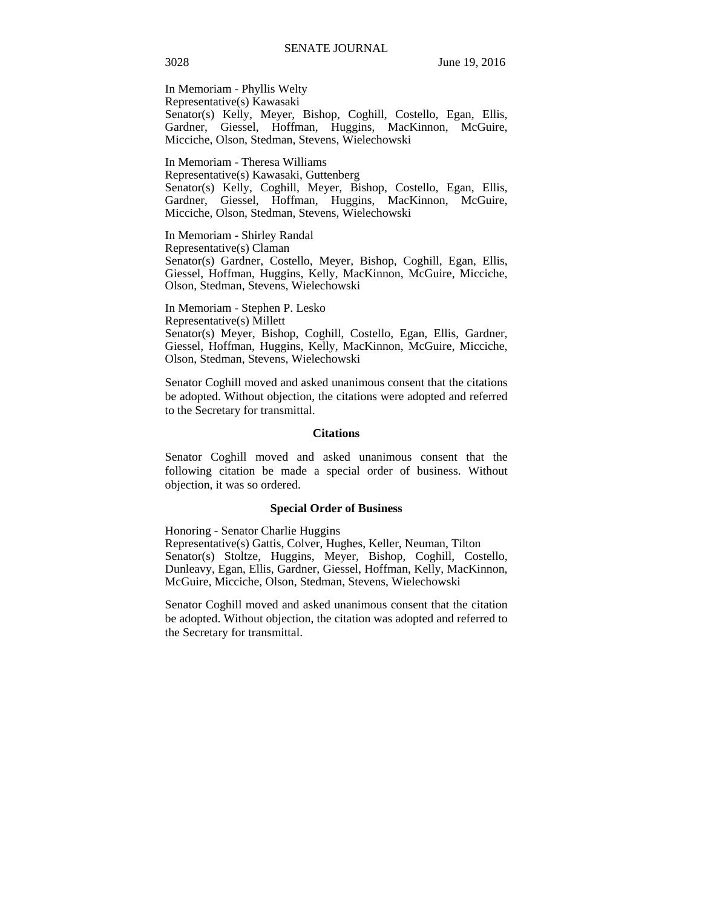In Memoriam - Phyllis Welty
Representative(s) Kawasaki
Senator(s) Kelly, Meyer, Bishop, Coghill, Costello, Egan, Ellis, Gardner, Giessel, Hoffman, Huggins, MacKinnon, McGuire, Micciche, Olson, Stedman, Stevens, Wielechowski

In Memoriam - Theresa Williams
Representative(s) Kawasaki, Guttenberg
Senator(s) Kelly, Coghill, Meyer, Bishop, Costello, Egan, Ellis, Gardner, Giessel, Hoffman, Huggins, MacKinnon, McGuire, Micciche, Olson, Stedman, Stevens, Wielechowski

In Memoriam - Shirley Randal
Representative(s) Claman
Senator(s) Gardner, Costello, Meyer, Bishop, Coghill, Egan, Ellis, Giessel, Hoffman, Huggins, Kelly, MacKinnon, McGuire, Micciche, Olson, Stedman, Stevens, Wielechowski

In Memoriam - Stephen P. Lesko
Representative(s) Millett
Senator(s) Meyer, Bishop, Coghill, Costello, Egan, Ellis, Gardner, Giessel, Hoffman, Huggins, Kelly, MacKinnon, McGuire, Micciche, Olson, Stedman, Stevens, Wielechowski

Senator Coghill moved and asked unanimous consent that the citations be adopted. Without objection, the citations were adopted and referred to the Secretary for transmittal.

**Citations**

Senator Coghill moved and asked unanimous consent that the following citation be made a special order of business. Without objection, it was so ordered.

**Special Order of Business**

Honoring - Senator Charlie Huggins
Representative(s) Gattis, Colver, Hughes, Keller, Neuman, Tilton
Senator(s) Stoltze, Huggins, Meyer, Bishop, Coghill, Costello, Dunleavy, Egan, Ellis, Gardner, Giessel, Hoffman, Kelly, MacKinnon, McGuire, Micciche, Olson, Stedman, Stevens, Wielechowski

Senator Coghill moved and asked unanimous consent that the citation be adopted. Without objection, the citation was adopted and referred to the Secretary for transmittal.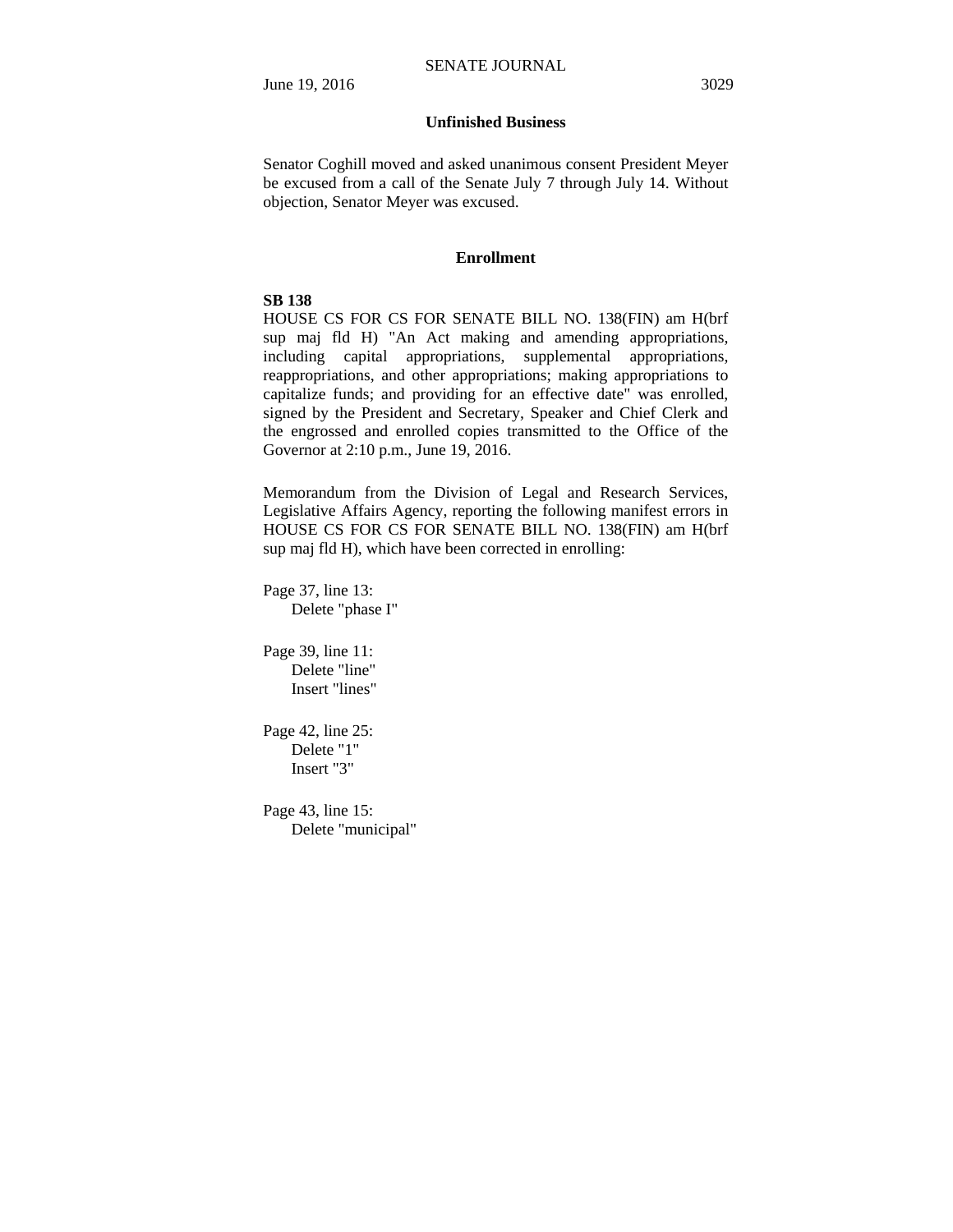## Unfinished Business

Senator Coghill moved and asked unanimous consent President Meyer be excused from a call of the Senate July 7 through July 14. Without objection, Senator Meyer was excused.

## Enrollment

**SB 138**

HOUSE CS FOR CS FOR SENATE BILL NO. 138(FIN) am H(brf sup maj fld H) "An Act making and amending appropriations, including capital appropriations, supplemental appropriations, reappropriations, and other appropriations; making appropriations to capitalize funds; and providing for an effective date" was enrolled, signed by the President and Secretary, Speaker and Chief Clerk and the engrossed and enrolled copies transmitted to the Office of the Governor at 2:10 p.m., June 19, 2016.

Memorandum from the Division of Legal and Research Services, Legislative Affairs Agency, reporting the following manifest errors in HOUSE CS FOR CS FOR SENATE BILL NO. 138(FIN) am H(brf sup maj fld H), which have been corrected in enrolling:

Page 37, line 13:
  Delete "phase I"

Page 39, line 11:
  Delete "line"
  Insert "lines"

Page 42, line 25:
  Delete "1"
  Insert "3"

Page 43, line 15:
  Delete "municipal"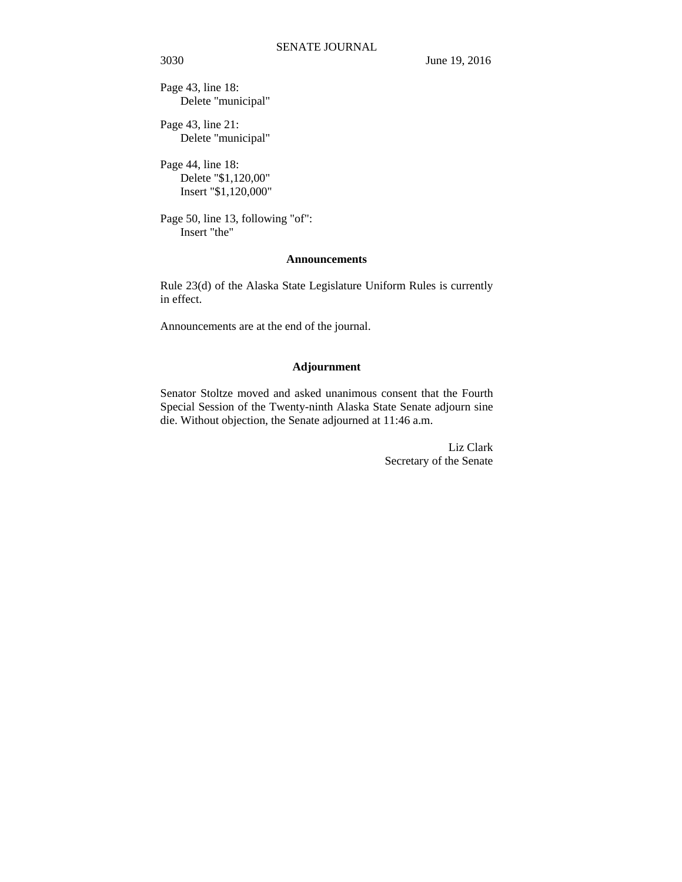Page 43, line 18:
  Delete "municipal"

Page 43, line 21:
  Delete "municipal"

Page 44, line 18:
  Delete "$1,120,00"
  Insert "$1,120,000"

Page 50, line 13, following "of":
  Insert "the"

## Announcements

Rule 23(d) of the Alaska State Legislature Uniform Rules is currently in effect.

Announcements are at the end of the journal.

## Adjournment

Senator Stoltze moved and asked unanimous consent that the Fourth Special Session of the Twenty-ninth Alaska State Senate adjourn sine die. Without objection, the Senate adjourned at 11:46 a.m.

Liz Clark
Secretary of the Senate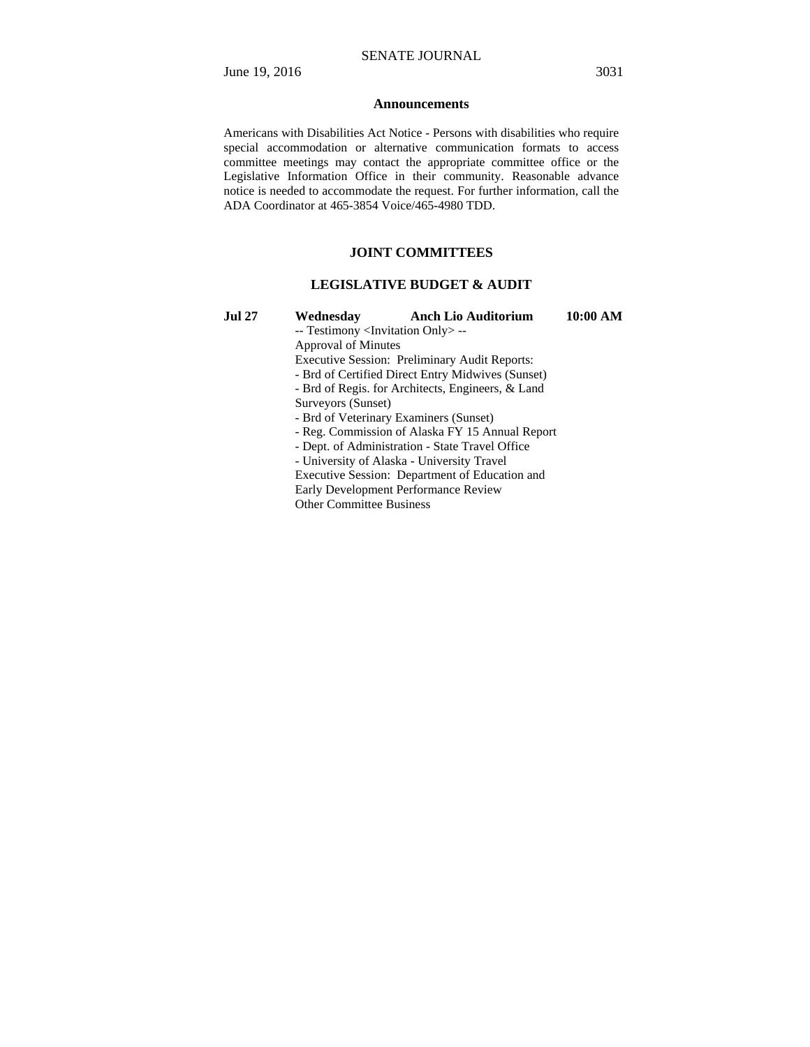## Announcements

Americans with Disabilities Act Notice - Persons with disabilities who require special accommodation or alternative communication formats to access committee meetings may contact the appropriate committee office or the Legislative Information Office in their community. Reasonable advance notice is needed to accommodate the request. For further information, call the ADA Coordinator at 465-3854 Voice/465-4980 TDD.

## JOINT COMMITTEES

### LEGISLATIVE BUDGET & AUDIT

**Jul 27 Wednesday Anch Lio Auditorium 10:00 AM**

-- Testimony <Invitation Only> --
Approval of Minutes
Executive Session: Preliminary Audit Reports:
- Brd of Certified Direct Entry Midwives (Sunset)
- Brd of Regis. for Architects, Engineers, & Land Surveyors (Sunset)
- Brd of Veterinary Examiners (Sunset)
- Reg. Commission of Alaska FY 15 Annual Report
- Dept. of Administration - State Travel Office
- University of Alaska - University Travel

Executive Session: Department of Education and Early Development Performance Review
Other Committee Business